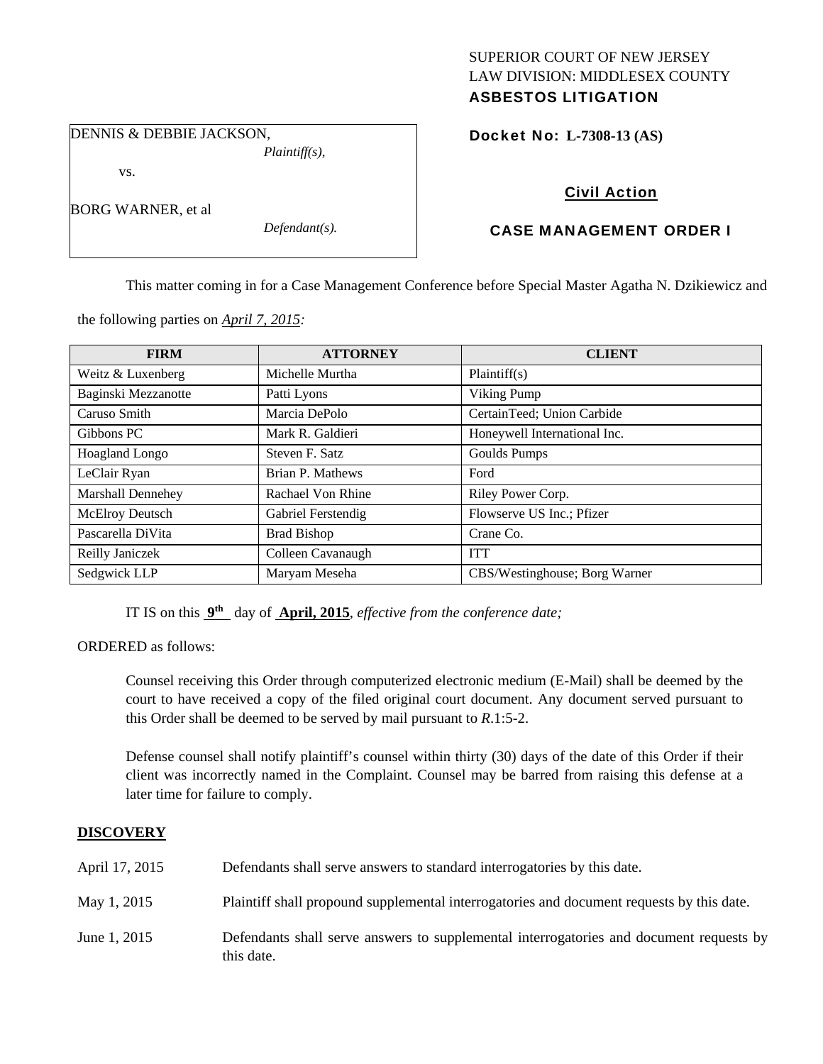SUPERIOR COURT OF NEW JERSEY
LAW DIVISION: MIDDLESEX COUNTY
**ASBESTOS LITIGATION**

DENNIS & DEBBIE JACKSON,
*Plaintiff(s),*

vs.

BORG WARNER, et al
*Defendant(s).*

**Docket No: L-7308-13 (AS)**

**Civil Action**

**CASE MANAGEMENT ORDER I**

This matter coming in for a Case Management Conference before Special Master Agatha N. Dzikiewicz and the following parties on *April 7, 2015:*

| FIRM | ATTORNEY | CLIENT |
|---|---|---|
| Weitz & Luxenberg | Michelle Murtha | Plaintiff(s) |
| Baginski Mezzanotte | Patti Lyons | Viking Pump |
| Caruso Smith | Marcia DePolo | CertainTeed; Union Carbide |
| Gibbons PC | Mark R. Galdieri | Honeywell International Inc. |
| Hoagland Longo | Steven F. Satz | Goulds Pumps |
| LeClair Ryan | Brian P. Mathews | Ford |
| Marshall Dennehey | Rachael Von Rhine | Riley Power Corp. |
| McElroy Deutsch | Gabriel Ferstendig | Flowserve US Inc.; Pfizer |
| Pascarella DiVita | Brad Bishop | Crane Co. |
| Reilly Janiczek | Colleen Cavanaugh | ITT |
| Sedgwick LLP | Maryam Meseha | CBS/Westinghouse; Borg Warner |

IT IS on this **9th** day of **April, 2015**, *effective from the conference date;*

ORDERED as follows:

Counsel receiving this Order through computerized electronic medium (E-Mail) shall be deemed by the court to have received a copy of the filed original court document. Any document served pursuant to this Order shall be deemed to be served by mail pursuant to *R*.1:5-2.

Defense counsel shall notify plaintiff's counsel within thirty (30) days of the date of this Order if their client was incorrectly named in the Complaint. Counsel may be barred from raising this defense at a later time for failure to comply.

## DISCOVERY

| | |
|---|---|
| April 17, 2015 | Defendants shall serve answers to standard interrogatories by this date. |
| May 1, 2015 | Plaintiff shall propound supplemental interrogatories and document requests by this date. |
| June 1, 2015 | Defendants shall serve answers to supplemental interrogatories and document requests by this date. |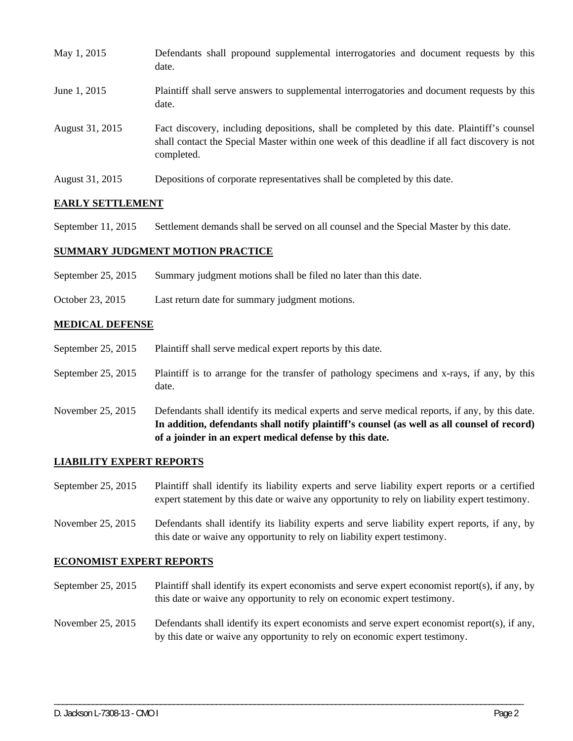| | |
|---|---|
| May 1, 2015 | Defendants shall propound supplemental interrogatories and document requests by this date. |
| June 1, 2015 | Plaintiff shall serve answers to supplemental interrogatories and document requests by this date. |
| August 31, 2015 | Fact discovery, including depositions, shall be completed by this date. Plaintiff's counsel shall contact the Special Master within one week of this deadline if all fact discovery is not completed. |
| August 31, 2015 | Depositions of corporate representatives shall be completed by this date. |

## EARLY SETTLEMENT

| | |
|---|---|
| September 11, 2015 | Settlement demands shall be served on all counsel and the Special Master by this date. |

## SUMMARY JUDGMENT MOTION PRACTICE

| | |
|---|---|
| September 25, 2015 | Summary judgment motions shall be filed no later than this date. |
| October 23, 2015 | Last return date for summary judgment motions. |

## MEDICAL DEFENSE

| | |
|---|---|
| September 25, 2015 | Plaintiff shall serve medical expert reports by this date. |
| September 25, 2015 | Plaintiff is to arrange for the transfer of pathology specimens and x-rays, if any, by this date. |
| November 25, 2015 | Defendants shall identify its medical experts and serve medical reports, if any, by this date. **In addition, defendants shall notify plaintiff's counsel (as well as all counsel of record) of a joinder in an expert medical defense by this date.** |

## LIABILITY EXPERT REPORTS

| | |
|---|---|
| September 25, 2015 | Plaintiff shall identify its liability experts and serve liability expert reports or a certified expert statement by this date or waive any opportunity to rely on liability expert testimony. |
| November 25, 2015 | Defendants shall identify its liability experts and serve liability expert reports, if any, by this date or waive any opportunity to rely on liability expert testimony. |

## ECONOMIST EXPERT REPORTS

| | |
|---|---|
| September 25, 2015 | Plaintiff shall identify its expert economists and serve expert economist report(s), if any, by this date or waive any opportunity to rely on economic expert testimony. |
| November 25, 2015 | Defendants shall identify its expert economists and serve expert economist report(s), if any, by this date or waive any opportunity to rely on economic expert testimony. |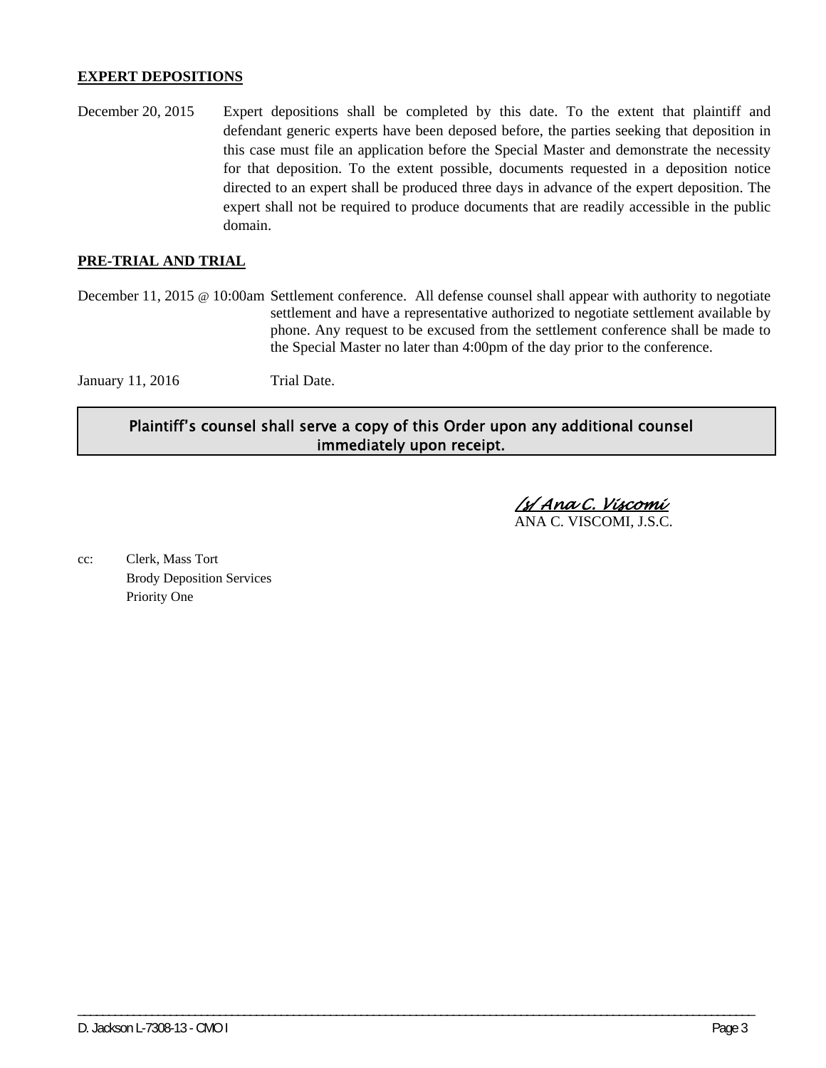**EXPERT DEPOSITIONS**

December 20, 2015 Expert depositions shall be completed by this date. To the extent that plaintiff and defendant generic experts have been deposed before, the parties seeking that deposition in this case must file an application before the Special Master and demonstrate the necessity for that deposition. To the extent possible, documents requested in a deposition notice directed to an expert shall be produced three days in advance of the expert deposition. The expert shall not be required to produce documents that are readily accessible in the public domain.

**PRE-TRIAL AND TRIAL**

December 11, 2015 @ 10:00am Settlement conference. All defense counsel shall appear with authority to negotiate settlement and have a representative authorized to negotiate settlement available by phone. Any request to be excused from the settlement conference shall be made to the Special Master no later than 4:00pm of the day prior to the conference.

January 11, 2016 Trial Date.

**Plaintiff's counsel shall serve a copy of this Order upon any additional counsel immediately upon receipt.**

/s/ Ana C. Viscomi
ANA C. VISCOMI, J.S.C.

cc: Clerk, Mass Tort
Brody Deposition Services
Priority One